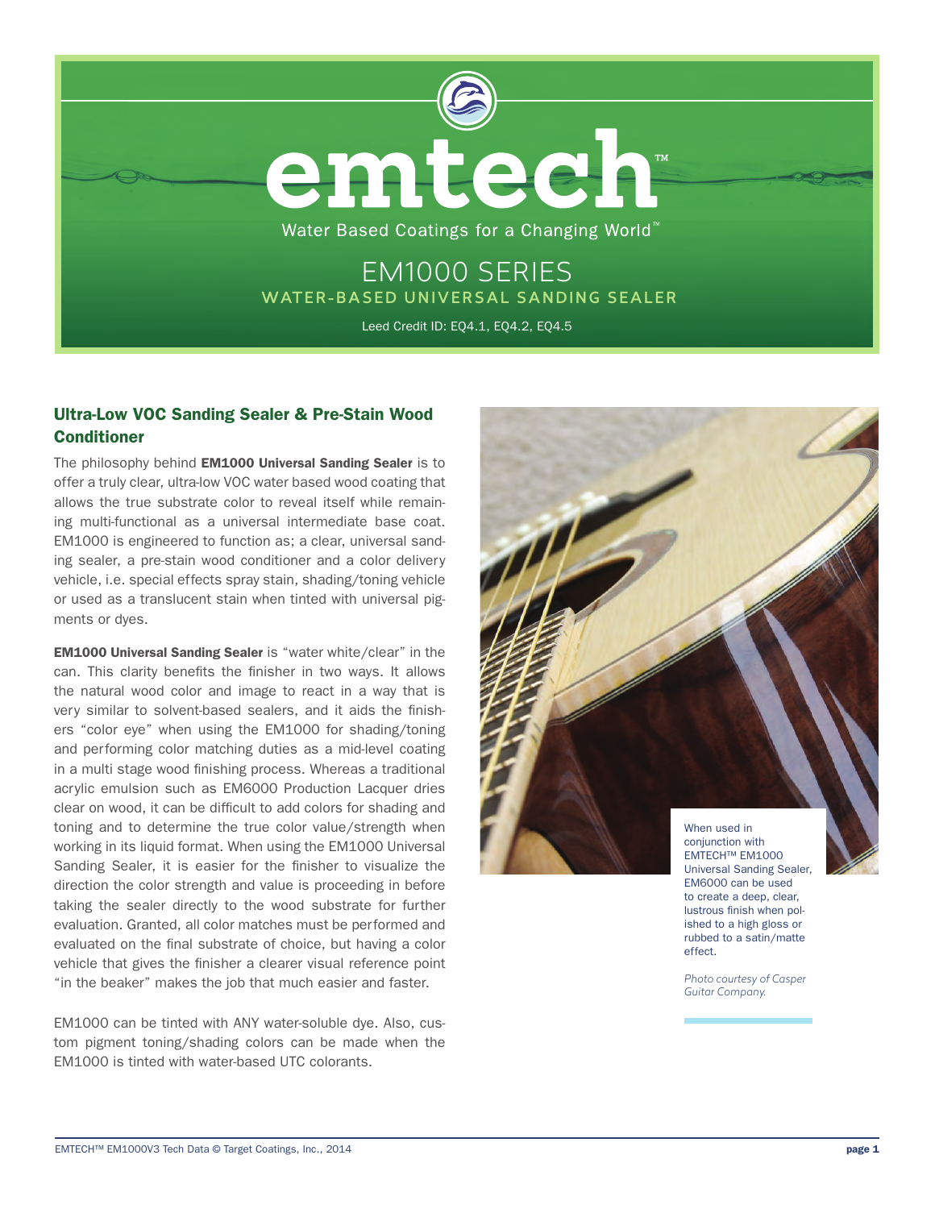# emtech™

Water Based Coatings for a Changing World™

## EM1000 SERIES

### WATER-BASED UNIVERSAL SANDING SEALER

Leed Credit ID: EQ4.1, EQ4.2, EQ4.5

## Ultra-Low VOC Sanding Sealer & Pre-Stain Wood Conditioner

The philosophy behind **EM1000 Universal Sanding Sealer** is to offer a truly clear, ultra-low VOC water based wood coating that allows the true substrate color to reveal itself while remaining multi-functional as a universal intermediate base coat. EM1000 is engineered to function as; a clear, universal sanding sealer, a pre-stain wood conditioner and a color delivery vehicle, i.e. special effects spray stain, shading/toning vehicle or used as a translucent stain when tinted with universal pigments or dyes.

**EM1000 Universal Sanding Sealer** is "water white/clear" in the can. This clarity benefits the finisher in two ways. It allows the natural wood color and image to react in a way that is very similar to solvent-based sealers, and it aids the finishers "color eye" when using the EM1000 for shading/toning and performing color matching duties as a mid-level coating in a multi stage wood finishing process. Whereas a traditional acrylic emulsion such as EM6000 Production Lacquer dries clear on wood, it can be difficult to add colors for shading and toning and to determine the true color value/strength when working in its liquid format. When using the EM1000 Universal Sanding Sealer, it is easier for the finisher to visualize the direction the color strength and value is proceeding in before taking the sealer directly to the wood substrate for further evaluation. Granted, all color matches must be performed and evaluated on the final substrate of choice, but having a color vehicle that gives the finisher a clearer visual reference point "in the beaker" makes the job that much easier and faster.

EM1000 can be tinted with ANY water-soluble dye. Also, custom pigment toning/shading colors can be made when the EM1000 is tinted with water-based UTC colorants.

When used in conjunction with EMTECH™ EM1000 Universal Sanding Sealer, EM6000 can be used to create a deep, clear, lustrous finish when polished to a high gloss or rubbed to a satin/matte effect.

*Photo courtesy of Casper Guitar Company.*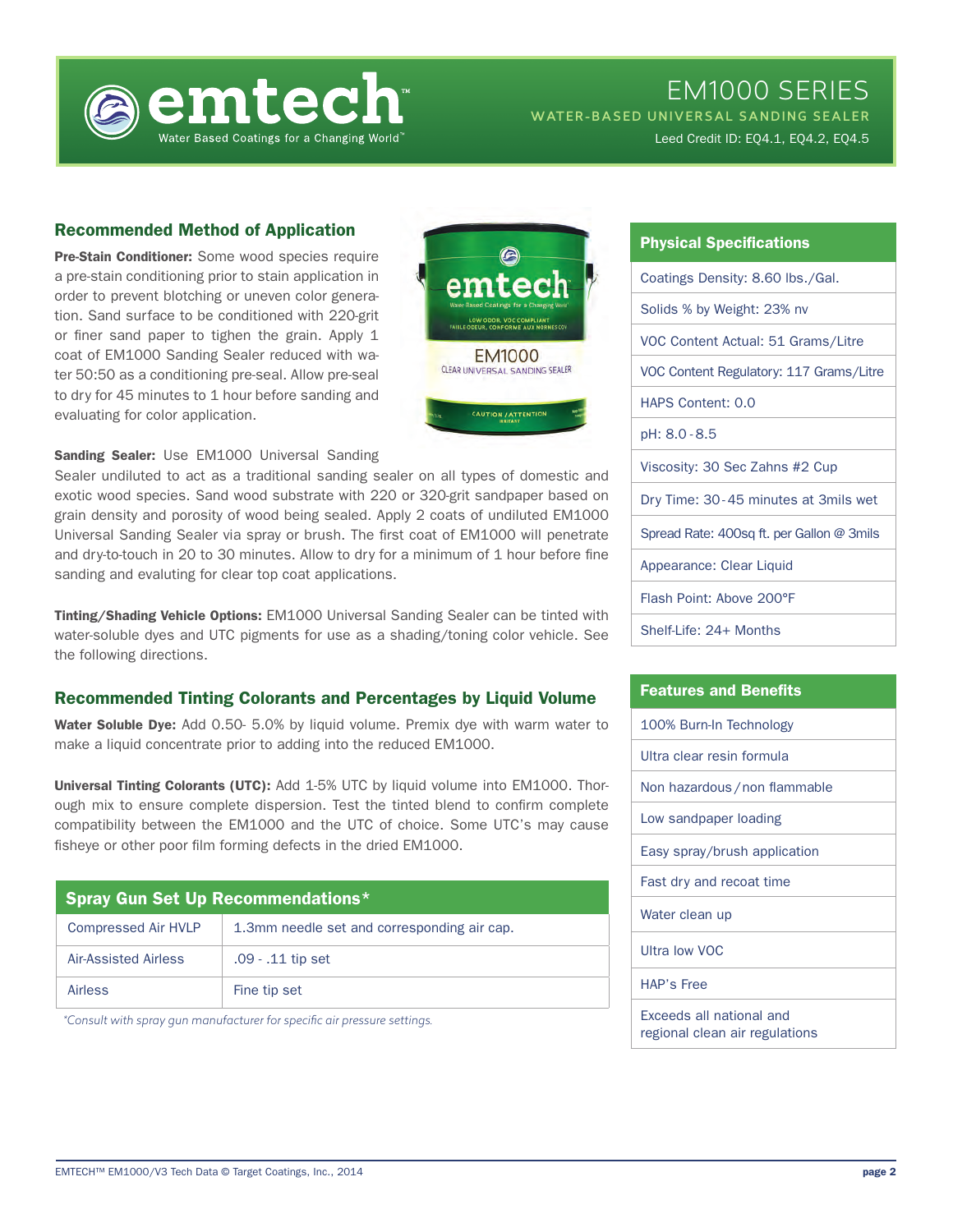# EM1000 SERIES

## WATER-BASED UNIVERSAL SANDING SEALER

Leed Credit ID: EQ4.1, EQ4.2, EQ4.5

## Recommended Method of Application

**Pre-Stain Conditioner:** Some wood species require a pre-stain conditioning prior to stain application in order to prevent blotching or uneven color generation. Sand surface to be conditioned with 220-grit or finer sand paper to tighten the grain. Apply 1 coat of EM1000 Sanding Sealer reduced with water 50:50 as a conditioning pre-seal. Allow pre-seal to dry for 45 minutes to 1 hour before sanding and evaluating for color application.

**Sanding Sealer:** Use EM1000 Universal Sanding Sealer undiluted to act as a traditional sanding sealer on all types of domestic and exotic wood species. Sand wood substrate with 220 or 320-grit sandpaper based on grain density and porosity of wood being sealed. Apply 2 coats of undiluted EM1000 Universal Sanding Sealer via spray or brush. The first coat of EM1000 will penetrate and dry-to-touch in 20 to 30 minutes. Allow to dry for a minimum of 1 hour before fine sanding and evaluting for clear top coat applications.

**Tinting/Shading Vehicle Options:** EM1000 Universal Sanding Sealer can be tinted with water-soluble dyes and UTC pigments for use as a shading/toning color vehicle. See the following directions.

## Recommended Tinting Colorants and Percentages by Liquid Volume

**Water Soluble Dye:** Add 0.50- 5.0% by liquid volume. Premix dye with warm water to make a liquid concentrate prior to adding into the reduced EM1000.

**Universal Tinting Colorants (UTC):** Add 1-5% UTC by liquid volume into EM1000. Thorough mix to ensure complete dispersion. Test the tinted blend to confirm complete compatibility between the EM1000 and the UTC of choice. Some UTC's may cause fisheye or other poor film forming defects in the dried EM1000.

| Spray Gun Set Up Recommendations* | |
|---|---|
| Compressed Air HVLP | 1.3mm needle set and corresponding air cap. |
| Air-Assisted Airless | .09 - .11 tip set |
| Airless | Fine tip set |

*Consult with spray gun manufacturer for specific air pressure settings.*

| Physical Specifications |
|---|
| Coatings Density: 8.60 lbs./Gal. |
| Solids % by Weight: 23% nv |
| VOC Content Actual: 51 Grams/Litre |
| VOC Content Regulatory: 117 Grams/Litre |
| HAPS Content: 0.0 |
| pH: 8.0 - 8.5 |
| Viscosity: 30 Sec Zahns #2 Cup |
| Dry Time: 30 - 45 minutes at 3mils wet |
| Spread Rate: 400sq ft. per Gallon @ 3mils |
| Appearance: Clear Liquid |
| Flash Point: Above 200°F |
| Shelf-Life: 24+ Months |

| Features and Benefits |
|---|
| 100% Burn-In Technology |
| Ultra clear resin formula |
| Non hazardous / non flammable |
| Low sandpaper loading |
| Easy spray/brush application |
| Fast dry and recoat time |
| Water clean up |
| Ultra low VOC |
| HAP's Free |
| Exceeds all national and regional clean air regulations |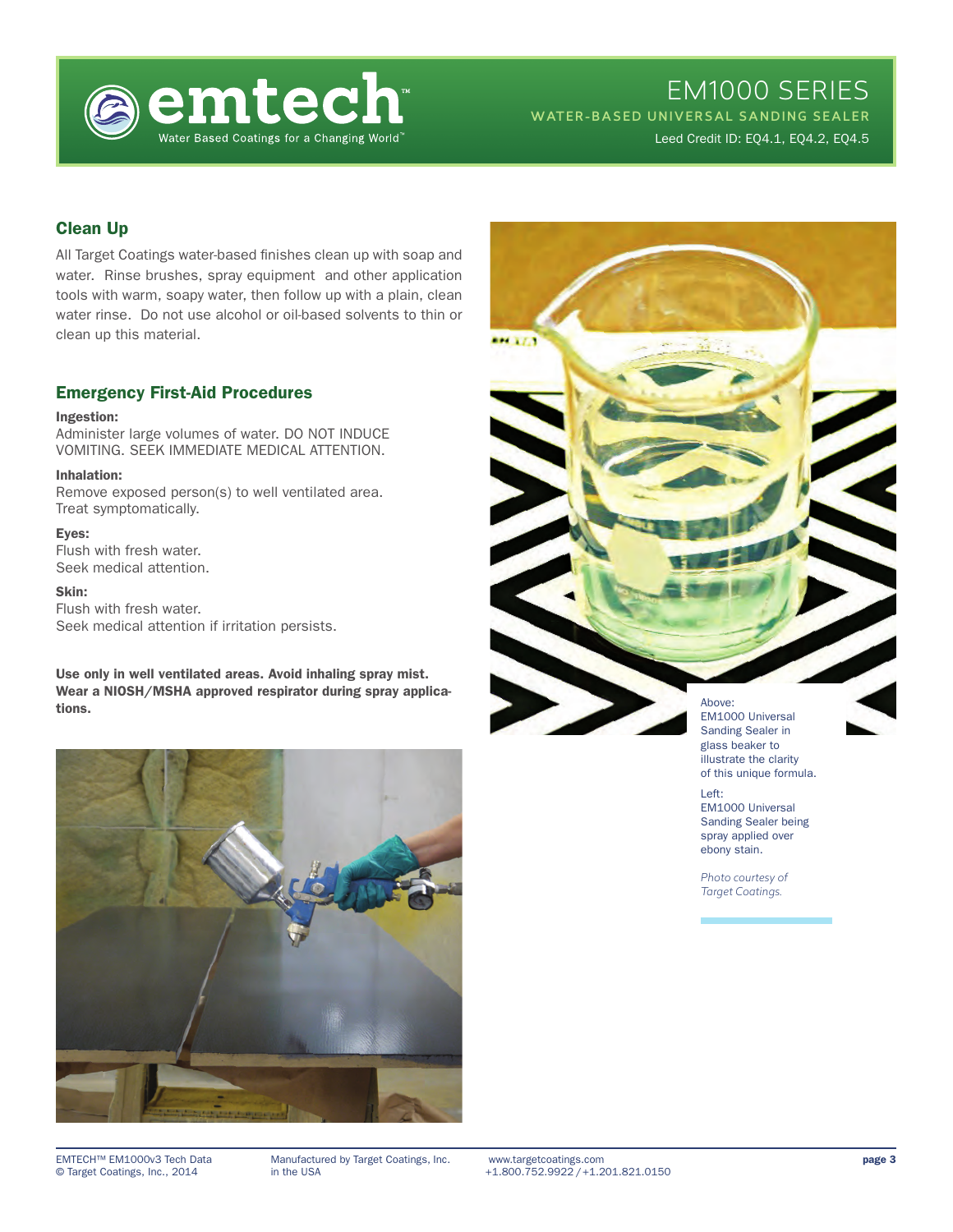## Clean Up

All Target Coatings water-based finishes clean up with soap and water. Rinse brushes, spray equipment and other application tools with warm, soapy water, then follow up with a plain, clean water rinse. Do not use alcohol or oil-based solvents to thin or clean up this material.

## Emergency First-Aid Procedures

**Ingestion:**
Administer large volumes of water. DO NOT INDUCE VOMITING. SEEK IMMEDIATE MEDICAL ATTENTION.

**Inhalation:**
Remove exposed person(s) to well ventilated area. Treat symptomatically.

**Eyes:**
Flush with fresh water.
Seek medical attention.

**Skin:**
Flush with fresh water.
Seek medical attention if irritation persists.

**Use only in well ventilated areas. Avoid inhaling spray mist. Wear a NIOSH/MSHA approved respirator during spray applications.**

Above:
EM1000 Universal Sanding Sealer in glass beaker to illustrate the clarity of this unique formula.

Left:
EM1000 Universal Sanding Sealer being spray applied over ebony stain.

*Photo courtesy of Target Coatings.*